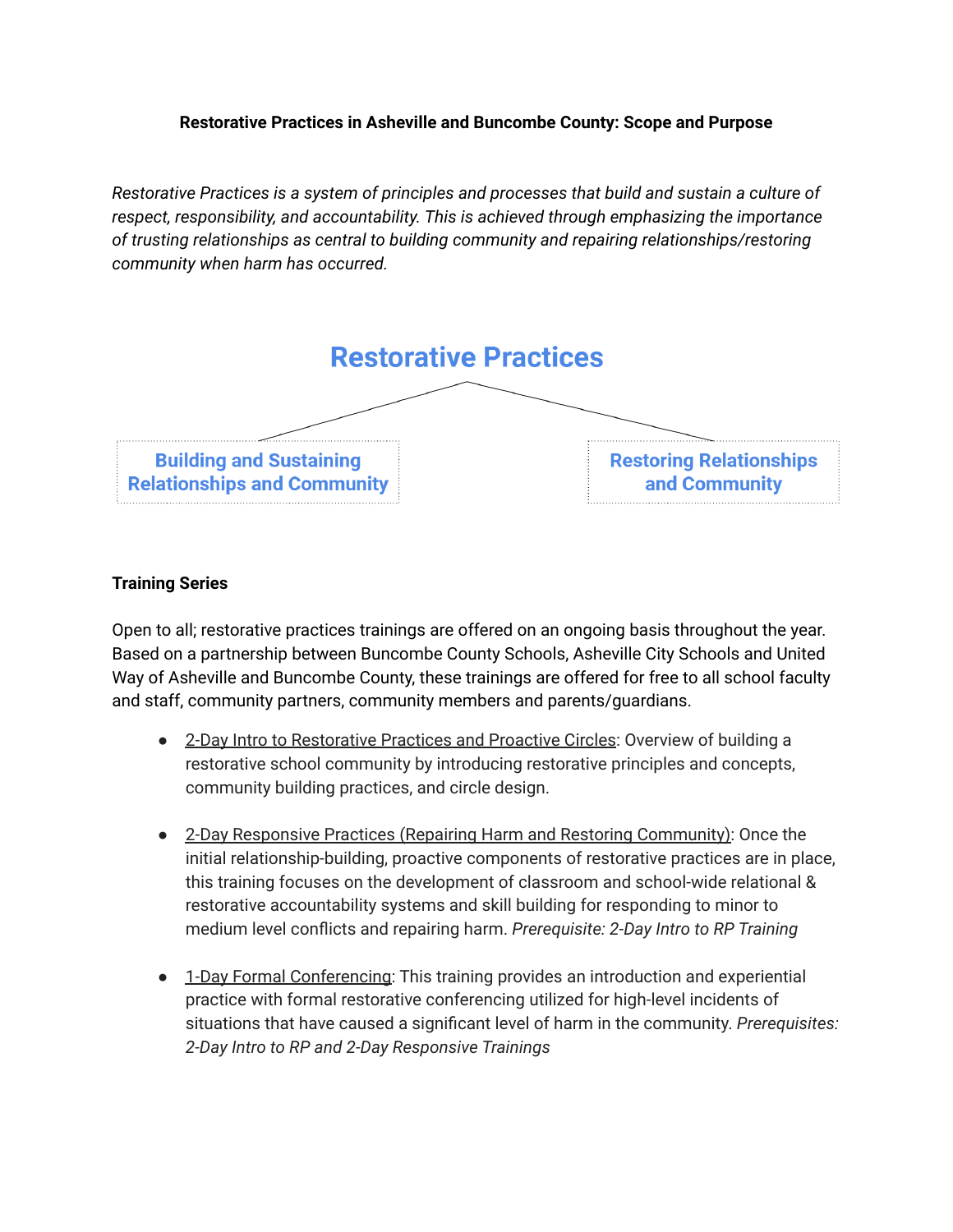**Restorative Practices in Asheville and Buncombe County: Scope and Purpose**

*Restorative Practices is a system of principles and processes that build and sustain a culture of respect, responsibility, and accountability. This is achieved through emphasizing the importance of trusting relationships as central to building community and repairing relationships/restoring community when harm has occurred.*

## Restorative Practices

- **Building and Sustaining Relationships and Community**
- **Restoring Relationships and Community**

**Training Series**

Open to all; restorative practices trainings are offered on an ongoing basis throughout the year. Based on a partnership between Buncombe County Schools, Asheville City Schools and United Way of Asheville and Buncombe County, these trainings are offered for free to all school faculty and staff, community partners, community members and parents/guardians.

- 2-Day Intro to Restorative Practices and Proactive Circles: Overview of building a restorative school community by introducing restorative principles and concepts, community building practices, and circle design.

- 2-Day Responsive Practices (Repairing Harm and Restoring Community): Once the initial relationship-building, proactive components of restorative practices are in place, this training focuses on the development of classroom and school-wide relational & restorative accountability systems and skill building for responding to minor to medium level conflicts and repairing harm. *Prerequisite: 2-Day Intro to RP Training*

- 1-Day Formal Conferencing: This training provides an introduction and experiential practice with formal restorative conferencing utilized for high-level incidents of situations that have caused a significant level of harm in the community. *Prerequisites: 2-Day Intro to RP and 2-Day Responsive Trainings*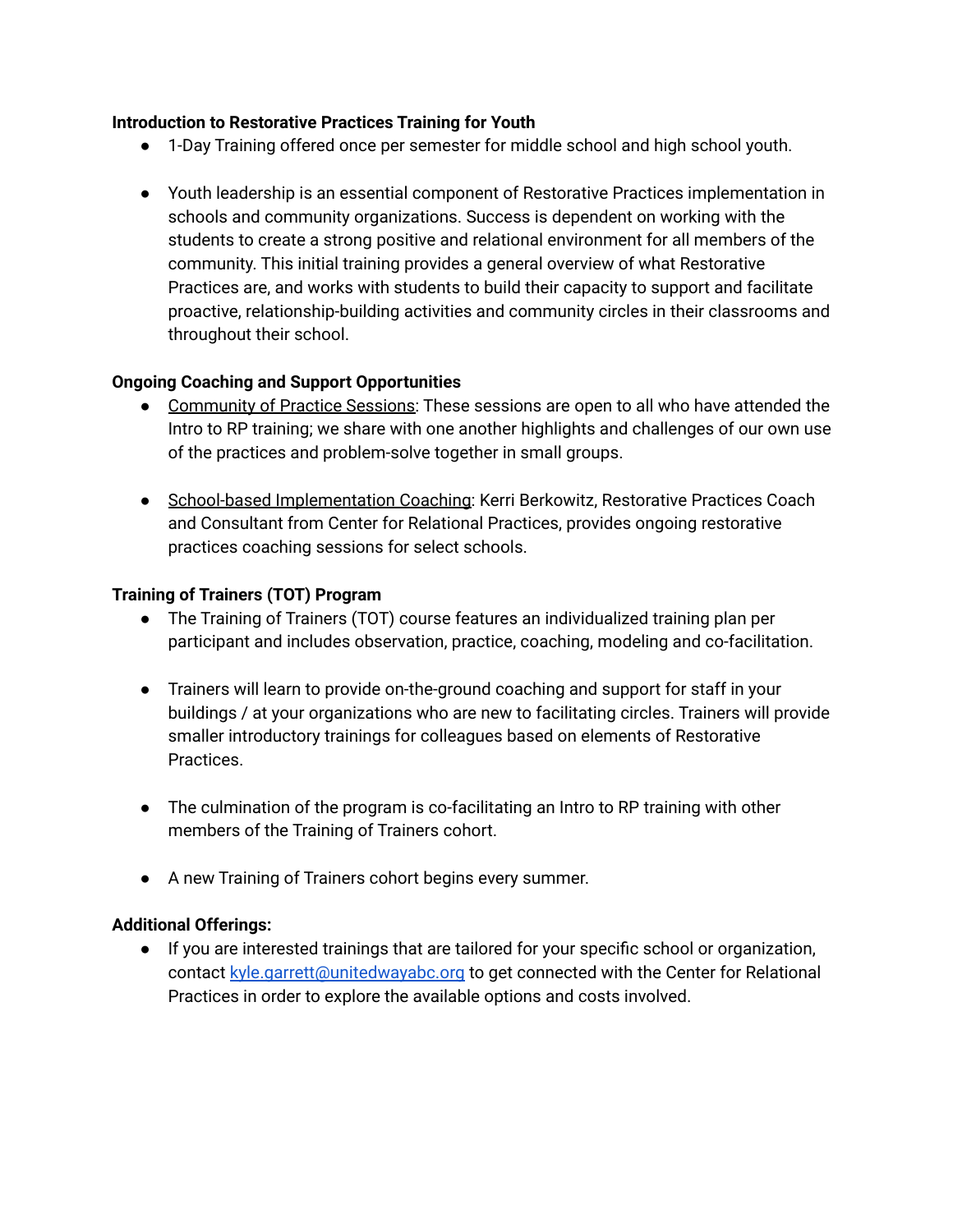**Introduction to Restorative Practices Training for Youth**

- 1-Day Training offered once per semester for middle school and high school youth.

- Youth leadership is an essential component of Restorative Practices implementation in schools and community organizations. Success is dependent on working with the students to create a strong positive and relational environment for all members of the community. This initial training provides a general overview of what Restorative Practices are, and works with students to build their capacity to support and facilitate proactive, relationship-building activities and community circles in their classrooms and throughout their school.

**Ongoing Coaching and Support Opportunities**

- Community of Practice Sessions: These sessions are open to all who have attended the Intro to RP training; we share with one another highlights and challenges of our own use of the practices and problem-solve together in small groups.

- School-based Implementation Coaching: Kerri Berkowitz, Restorative Practices Coach and Consultant from Center for Relational Practices, provides ongoing restorative practices coaching sessions for select schools.

**Training of Trainers (TOT) Program**

- The Training of Trainers (TOT) course features an individualized training plan per participant and includes observation, practice, coaching, modeling and co-facilitation.

- Trainers will learn to provide on-the-ground coaching and support for staff in your buildings / at your organizations who are new to facilitating circles. Trainers will provide smaller introductory trainings for colleagues based on elements of Restorative Practices.

- The culmination of the program is co-facilitating an Intro to RP training with other members of the Training of Trainers cohort.

- A new Training of Trainers cohort begins every summer.

**Additional Offerings:**

- If you are interested trainings that are tailored for your specific school or organization, contact [kyle.garrett@unitedwayabc.org](mailto:kyle.garrett@unitedwayabc.org) to get connected with the Center for Relational Practices in order to explore the available options and costs involved.